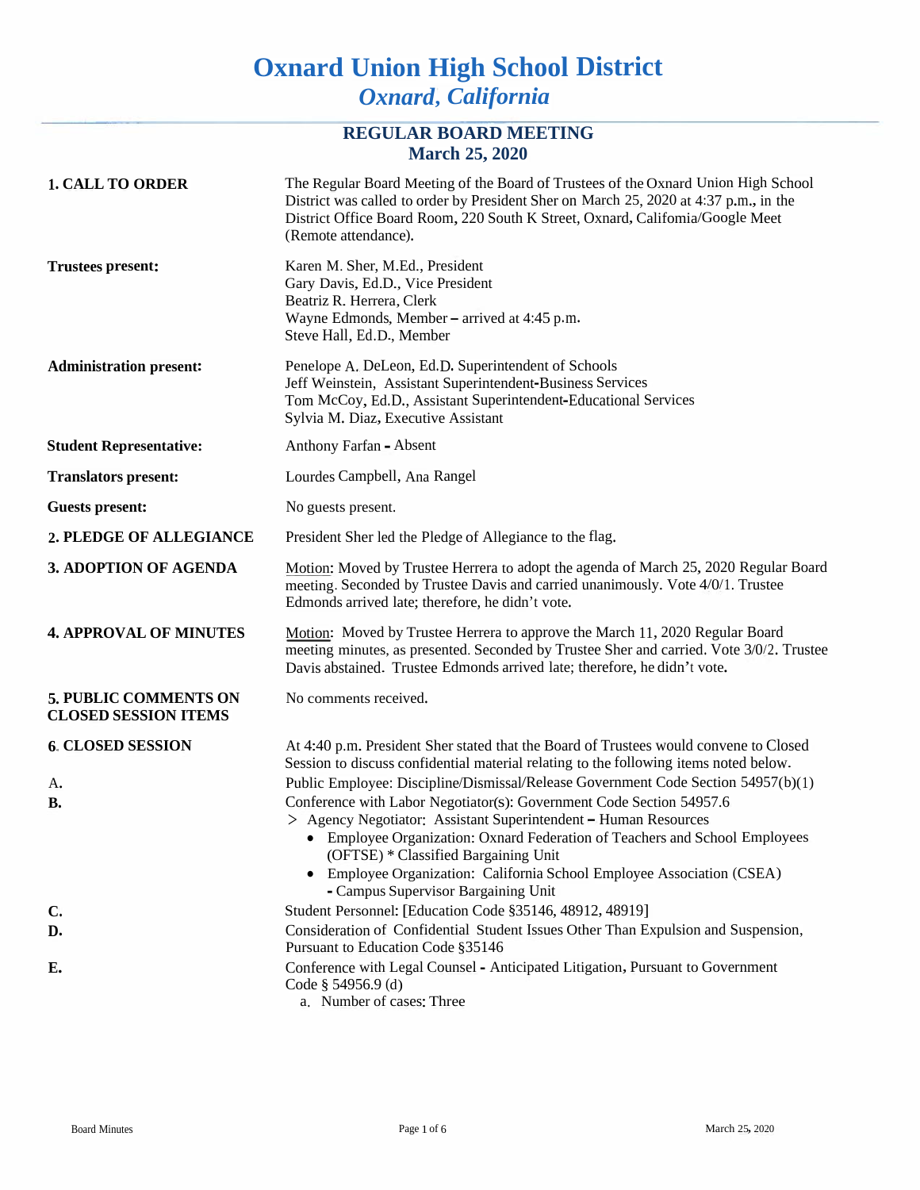# Oxnard Union High School District

*Oxnard, California*

## REGULAR BOARD MEETING
## March 25, 2020

**1. CALL TO ORDER**

The Regular Board Meeting of the Board of Trustees of the Oxnard Union High School District was called to order by President Sher on March 25, 2020 at 4:37 p.m., in the District Office Board Room, 220 South K Street, Oxnard, Califomia/Google Meet (Remote attendance).

**Trustees present:**

Karen M. Sher, M.Ed., President
Gary Davis, Ed.D., Vice President
Beatriz R. Herrera, Clerk
Wayne Edmonds, Member – arrived at 4:45 p.m.
Steve Hall, Ed.D., Member

**Administration present:**

Penelope A. DeLeon, Ed.D. Superintendent of Schools
Jeff Weinstein, Assistant Superintendent-Business Services
Tom McCoy, Ed.D., Assistant Superintendent-Educational Services
Sylvia M. Diaz, Executive Assistant

**Student Representative:** Anthony Farfan - Absent

**Translators present:** Lourdes Campbell, Ana Rangel

**Guests present:** No guests present.

**2. PLEDGE OF ALLEGIANCE**

President Sher led the Pledge of Allegiance to the flag.

**3. ADOPTION OF AGENDA**

Motion: Moved by Trustee Herrera to adopt the agenda of March 25, 2020 Regular Board meeting. Seconded by Trustee Davis and carried unanimously. Vote 4/0/1. Trustee Edmonds arrived late; therefore, he didn't vote.

**4. APPROVAL OF MINUTES**

Motion: Moved by Trustee Herrera to approve the March 11, 2020 Regular Board meeting minutes, as presented. Seconded by Trustee Sher and carried. Vote 3/0/2. Trustee Davis abstained. Trustee Edmonds arrived late; therefore, he didn't vote.

**5. PUBLIC COMMENTS ON CLOSED SESSION ITEMS**

No comments received.

**6. CLOSED SESSION**

At 4:40 p.m. President Sher stated that the Board of Trustees would convene to Closed Session to discuss confidential material relating to the following items noted below.

**A.** Public Employee: Discipline/Dismissal/Release Government Code Section 54957(b)(1)

**B.** Conference with Labor Negotiator(s): Government Code Section 54957.6
> Agency Negotiator: Assistant Superintendent – Human Resources
- Employee Organization: Oxnard Federation of Teachers and School Employees (OFTSE) * Classified Bargaining Unit
- Employee Organization: California School Employee Association (CSEA) - Campus Supervisor Bargaining Unit

**C.** Student Personnel: [Education Code §35146, 48912, 48919]

**D.** Consideration of Confidential Student Issues Other Than Expulsion and Suspension, Pursuant to Education Code §35146

**E.** Conference with Legal Counsel - Anticipated Litigation, Pursuant to Government Code § 54956.9 (d)
a. Number of cases: Three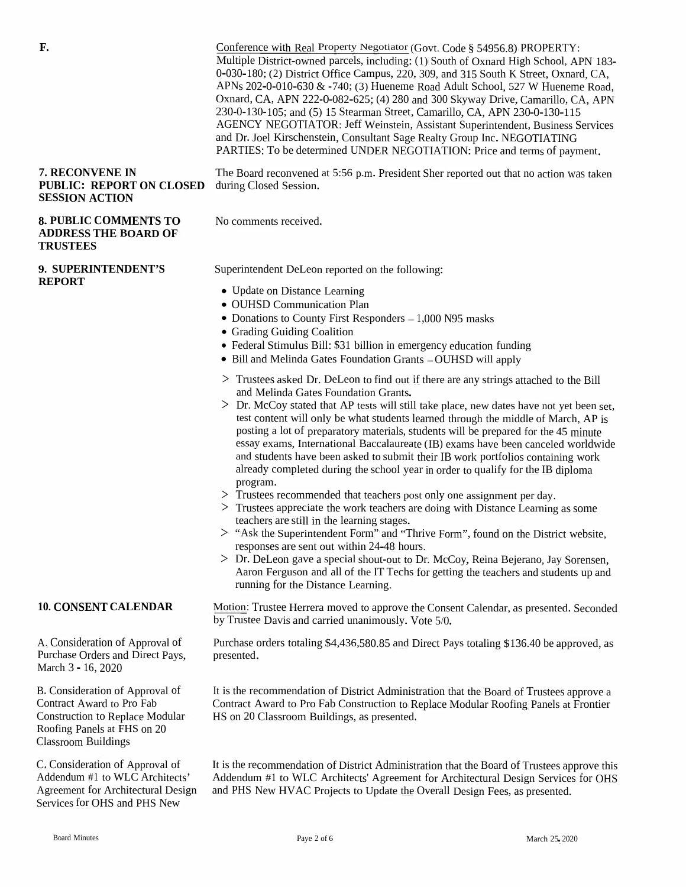**F.**

Conference with Real Property Negotiator (Govt. Code § 54956.8) PROPERTY: Multiple District-owned parcels, including: (1) South of Oxnard High School, APN 183-0-030-180; (2) District Office Campus, 220, 309, and 315 South K Street, Oxnard, CA, APNs 202-0-010-630 & -740; (3) Hueneme Road Adult School, 527 W Hueneme Road, Oxnard, CA, APN 222-0-082-625; (4) 280 and 300 Skyway Drive, Camarillo, CA, APN 230-0-130-105; and (5) 15 Stearman Street, Camarillo, CA, APN 230-0-130-115 AGENCY NEGOTIATOR: Jeff Weinstein, Assistant Superintendent, Business Services and Dr. Joel Kirschenstein, Consultant Sage Realty Group Inc. NEGOTIATING PARTIES: To be determined UNDER NEGOTIATION: Price and terms of payment.

**7. RECONVENE IN PUBLIC: REPORT ON CLOSED SESSION ACTION**

The Board reconvened at 5:56 p.m. President Sher reported out that no action was taken during Closed Session.

**8. PUBLIC COMMENTS TO ADDRESS THE BOARD OF TRUSTEES**

No comments received.

**9. SUPERINTENDENT'S REPORT**

Superintendent DeLeon reported on the following:

- Update on Distance Learning
- OUHSD Communication Plan
- Donations to County First Responders – 1,000 N95 masks
- Grading Guiding Coalition
- Federal Stimulus Bill: $31 billion in emergency education funding
- Bill and Melinda Gates Foundation Grants – OUHSD will apply

> Trustees asked Dr. DeLeon to find out if there are any strings attached to the Bill and Melinda Gates Foundation Grants.

> Dr. McCoy stated that AP tests will still take place, new dates have not yet been set, test content will only be what students learned through the middle of March, AP is posting a lot of preparatory materials, students will be prepared for the 45 minute essay exams, International Baccalaureate (IB) exams have been canceled worldwide and students have been asked to submit their IB work portfolios containing work already completed during the school year in order to qualify for the IB diploma program.

> Trustees recommended that teachers post only one assignment per day.

> Trustees appreciate the work teachers are doing with Distance Learning as some teachers are still in the learning stages.

> "Ask the Superintendent Form" and "Thrive Form", found on the District website, responses are sent out within 24-48 hours.

> Dr. DeLeon gave a special shout-out to Dr. McCoy, Reina Bejerano, Jay Sorensen, Aaron Ferguson and all of the IT Techs for getting the teachers and students up and running for the Distance Learning.

**10. CONSENT CALENDAR**

Motion: Trustee Herrera moved to approve the Consent Calendar, as presented. Seconded by Trustee Davis and carried unanimously. Vote 5/0.

A. Consideration of Approval of Purchase Orders and Direct Pays, March 3 - 16, 2020

Purchase orders totaling $4,436,580.85 and Direct Pays totaling $136.40 be approved, as presented.

B. Consideration of Approval of Contract Award to Pro Fab Construction to Replace Modular Roofing Panels at FHS on 20 Classroom Buildings

It is the recommendation of District Administration that the Board of Trustees approve a Contract Award to Pro Fab Construction to Replace Modular Roofing Panels at Frontier HS on 20 Classroom Buildings, as presented.

C. Consideration of Approval of Addendum #1 to WLC Architects' Agreement for Architectural Design Services for OHS and PHS New

It is the recommendation of District Administration that the Board of Trustees approve this Addendum #1 to WLC Architects' Agreement for Architectural Design Services for OHS and PHS New HVAC Projects to Update the Overall Design Fees, as presented.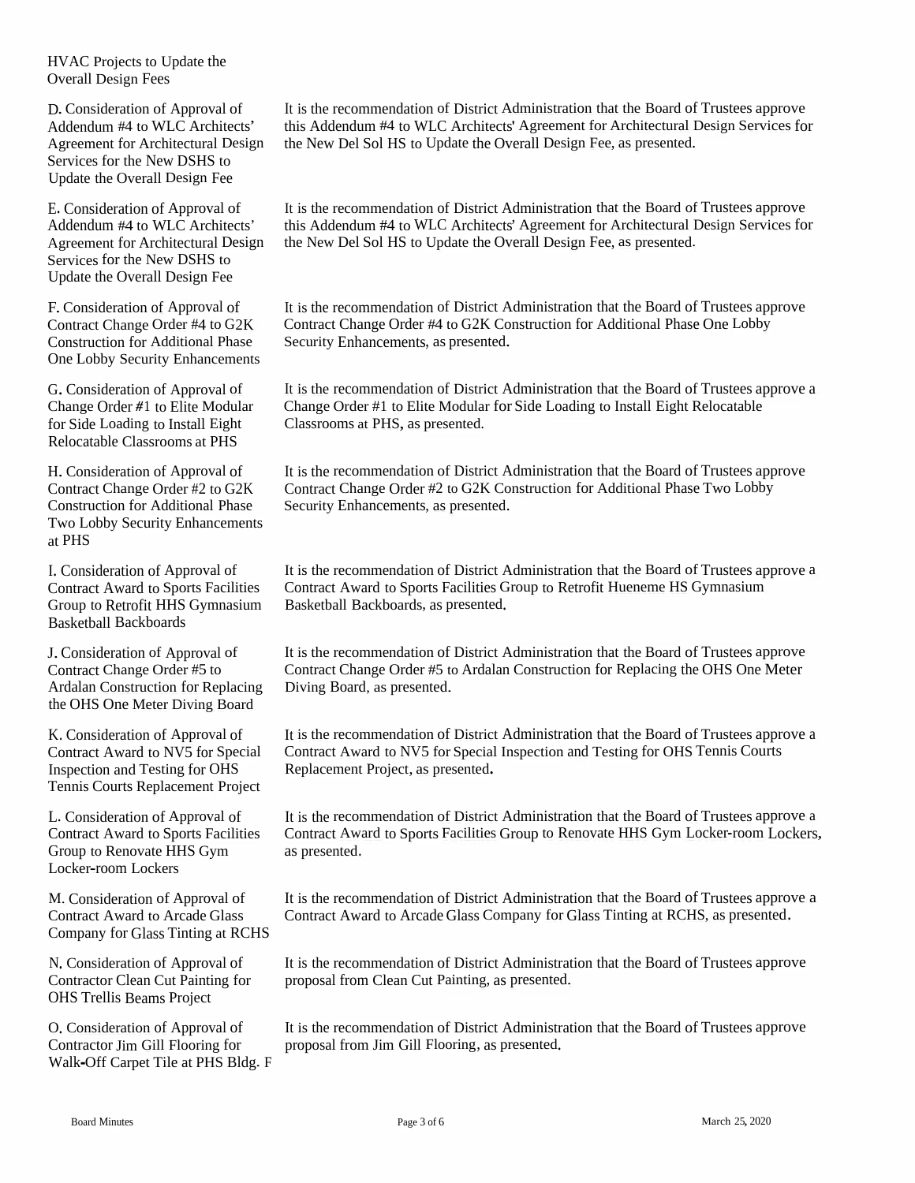HVAC Projects to Update the Overall Design Fees

| | |
|---|---|
| D. Consideration of Approval of Addendum #4 to WLC Architects' Agreement for Architectural Design Services for the New DSHS to Update the Overall Design Fee | It is the recommendation of District Administration that the Board of Trustees approve this Addendum #4 to WLC Architects' Agreement for Architectural Design Services for the New Del Sol HS to Update the Overall Design Fee, as presented. |
| E. Consideration of Approval of Addendum #4 to WLC Architects' Agreement for Architectural Design Services for the New DSHS to Update the Overall Design Fee | It is the recommendation of District Administration that the Board of Trustees approve this Addendum #4 to WLC Architects' Agreement for Architectural Design Services for the New Del Sol HS to Update the Overall Design Fee, as presented. |
| F. Consideration of Approval of Contract Change Order #4 to G2K Construction for Additional Phase One Lobby Security Enhancements | It is the recommendation of District Administration that the Board of Trustees approve Contract Change Order #4 to G2K Construction for Additional Phase One Lobby Security Enhancements, as presented. |
| G. Consideration of Approval of Change Order #1 to Elite Modular for Side Loading to Install Eight Relocatable Classrooms at PHS | It is the recommendation of District Administration that the Board of Trustees approve a Change Order #1 to Elite Modular for Side Loading to Install Eight Relocatable Classrooms at PHS, as presented. |
| H. Consideration of Approval of Contract Change Order #2 to G2K Construction for Additional Phase Two Lobby Security Enhancements at PHS | It is the recommendation of District Administration that the Board of Trustees approve Contract Change Order #2 to G2K Construction for Additional Phase Two Lobby Security Enhancements, as presented. |
| I. Consideration of Approval of Contract Award to Sports Facilities Group to Retrofit HHS Gymnasium Basketball Backboards | It is the recommendation of District Administration that the Board of Trustees approve a Contract Award to Sports Facilities Group to Retrofit Hueneme HS Gymnasium Basketball Backboards, as presented. |
| J. Consideration of Approval of Contract Change Order #5 to Ardalan Construction for Replacing the OHS One Meter Diving Board | It is the recommendation of District Administration that the Board of Trustees approve Contract Change Order #5 to Ardalan Construction for Replacing the OHS One Meter Diving Board, as presented. |
| K. Consideration of Approval of Contract Award to NV5 for Special Inspection and Testing for OHS Tennis Courts Replacement Project | It is the recommendation of District Administration that the Board of Trustees approve a Contract Award to NV5 for Special Inspection and Testing for OHS Tennis Courts Replacement Project, as presented. |
| L. Consideration of Approval of Contract Award to Sports Facilities Group to Renovate HHS Gym Locker-room Lockers | It is the recommendation of District Administration that the Board of Trustees approve a Contract Award to Sports Facilities Group to Renovate HHS Gym Locker-room Lockers, as presented. |
| M. Consideration of Approval of Contract Award to Arcade Glass Company for Glass Tinting at RCHS | It is the recommendation of District Administration that the Board of Trustees approve a Contract Award to Arcade Glass Company for Glass Tinting at RCHS, as presented. |
| N. Consideration of Approval of Contractor Clean Cut Painting for OHS Trellis Beams Project | It is the recommendation of District Administration that the Board of Trustees approve proposal from Clean Cut Painting, as presented. |
| O. Consideration of Approval of Contractor Jim Gill Flooring for Walk-Off Carpet Tile at PHS Bldg. F | It is the recommendation of District Administration that the Board of Trustees approve proposal from Jim Gill Flooring, as presented. |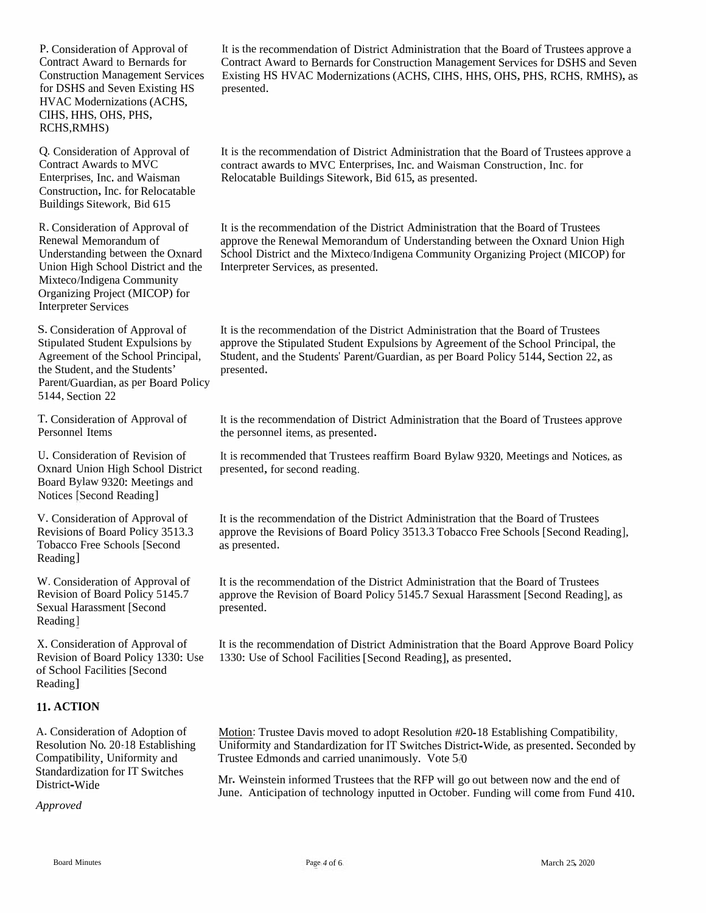P. Consideration of Approval of Contract Award to Bernards for Construction Management Services for DSHS and Seven Existing HS HVAC Modernizations (ACHS, CIHS, HHS, OHS, PHS, RCHS,RMHS)

It is the recommendation of District Administration that the Board of Trustees approve a Contract Award to Bernards for Construction Management Services for DSHS and Seven Existing HS HVAC Modernizations (ACHS, CIHS, HHS, OHS, PHS, RCHS, RMHS), as presented.

Q. Consideration of Approval of Contract Awards to MVC Enterprises, Inc. and Waisman Construction, Inc. for Relocatable Buildings Sitework, Bid 615

It is the recommendation of District Administration that the Board of Trustees approve a contract awards to MVC Enterprises, Inc. and Waisman Construction, Inc. for Relocatable Buildings Sitework, Bid 615, as presented.

R. Consideration of Approval of Renewal Memorandum of Understanding between the Oxnard Union High School District and the Mixteco/Indigena Community Organizing Project (MICOP) for Interpreter Services

It is the recommendation of the District Administration that the Board of Trustees approve the Renewal Memorandum of Understanding between the Oxnard Union High School District and the Mixteco/Indigena Community Organizing Project (MICOP) for Interpreter Services, as presented.

S. Consideration of Approval of Stipulated Student Expulsions by Agreement of the School Principal, the Student, and the Students' Parent/Guardian, as per Board Policy 5144, Section 22

It is the recommendation of the District Administration that the Board of Trustees approve the Stipulated Student Expulsions by Agreement of the School Principal, the Student, and the Students' Parent/Guardian, as per Board Policy 5144, Section 22, as presented.

T. Consideration of Approval of Personnel Items

It is the recommendation of District Administration that the Board of Trustees approve the personnel items, as presented.

U. Consideration of Revision of Oxnard Union High School District Board Bylaw 9320: Meetings and Notices [Second Reading]

It is recommended that Trustees reaffirm Board Bylaw 9320, Meetings and Notices, as presented, for second reading.

V. Consideration of Approval of Revisions of Board Policy 3513.3 Tobacco Free Schools [Second Reading]

It is the recommendation of the District Administration that the Board of Trustees approve the Revisions of Board Policy 3513.3 Tobacco Free Schools [Second Reading], as presented.

W. Consideration of Approval of Revision of Board Policy 5145.7 Sexual Harassment [Second Reading]

It is the recommendation of the District Administration that the Board of Trustees approve the Revision of Board Policy 5145.7 Sexual Harassment [Second Reading], as presented.

X. Consideration of Approval of Revision of Board Policy 1330: Use of School Facilities [Second Reading]

It is the recommendation of District Administration that the Board Approve Board Policy 1330: Use of School Facilities [Second Reading], as presented.

## 11. ACTION

A. Consideration of Adoption of Resolution No. 20-18 Establishing Compatibility, Uniformity and Standardization for IT Switches District-Wide

*Approved*

Motion: Trustee Davis moved to adopt Resolution #20-18 Establishing Compatibility, Uniformity and Standardization for IT Switches District-Wide, as presented. Seconded by Trustee Edmonds and carried unanimously. Vote 5-0

Mr. Weinstein informed Trustees that the RFP will go out between now and the end of June. Anticipation of technology inputted in October. Funding will come from Fund 410.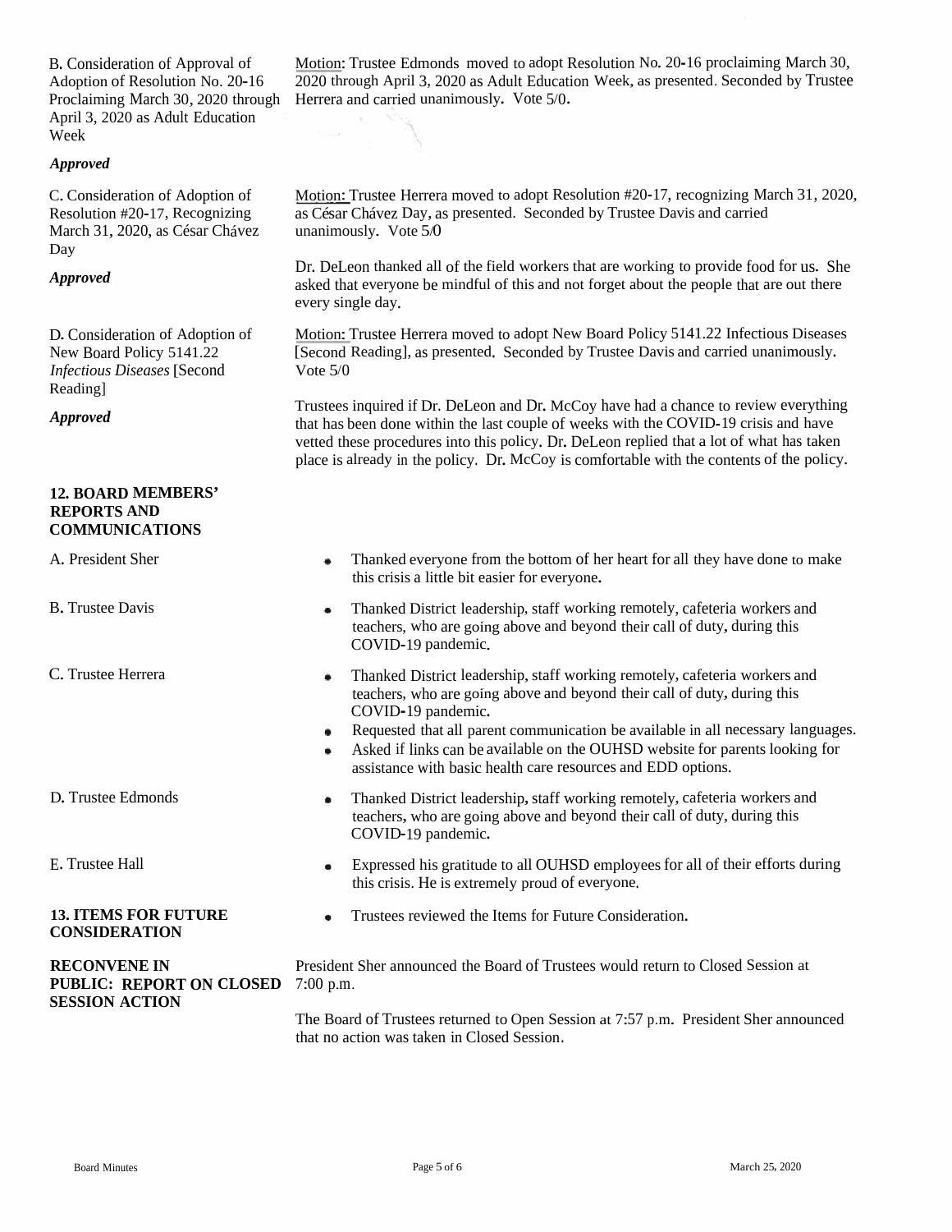B. Consideration of Approval of Adoption of Resolution No. 20-16 Proclaiming March 30, 2020 through April 3, 2020 as Adult Education Week

*Approved*

Motion: Trustee Edmonds moved to adopt Resolution No. 20-16 proclaiming March 30, 2020 through April 3, 2020 as Adult Education Week, as presented. Seconded by Trustee Herrera and carried unanimously. Vote 5/0.

C. Consideration of Adoption of Resolution #20-17, Recognizing March 31, 2020, as César Chávez Day

*Approved*

Motion: Trustee Herrera moved to adopt Resolution #20-17, recognizing March 31, 2020, as César Chávez Day, as presented. Seconded by Trustee Davis and carried unanimously. Vote 5/0

Dr. DeLeon thanked all of the field workers that are working to provide food for us. She asked that everyone be mindful of this and not forget about the people that are out there every single day.

D. Consideration of Adoption of New Board Policy 5141.22 *Infectious Diseases* [Second Reading]

*Approved*

Motion: Trustee Herrera moved to adopt New Board Policy 5141.22 Infectious Diseases [Second Reading], as presented. Seconded by Trustee Davis and carried unanimously. Vote 5/0

Trustees inquired if Dr. DeLeon and Dr. McCoy have had a chance to review everything that has been done within the last couple of weeks with the COVID-19 crisis and have vetted these procedures into this policy. Dr. DeLeon replied that a lot of what has taken place is already in the policy. Dr. McCoy is comfortable with the contents of the policy.

**12. BOARD MEMBERS' REPORTS AND COMMUNICATIONS**

A. President Sher

- Thanked everyone from the bottom of her heart for all they have done to make this crisis a little bit easier for everyone.

B. Trustee Davis

- Thanked District leadership, staff working remotely, cafeteria workers and teachers, who are going above and beyond their call of duty, during this COVID-19 pandemic.

C. Trustee Herrera

- Thanked District leadership, staff working remotely, cafeteria workers and teachers, who are going above and beyond their call of duty, during this COVID-19 pandemic.
- Requested that all parent communication be available in all necessary languages.
- Asked if links can be available on the OUHSD website for parents looking for assistance with basic health care resources and EDD options.

D. Trustee Edmonds

- Thanked District leadership, staff working remotely, cafeteria workers and teachers, who are going above and beyond their call of duty, during this COVID-19 pandemic.

E. Trustee Hall

- Expressed his gratitude to all OUHSD employees for all of their efforts during this crisis. He is extremely proud of everyone.

**13. ITEMS FOR FUTURE CONSIDERATION**

- Trustees reviewed the Items for Future Consideration.

**RECONVENE IN PUBLIC: REPORT ON CLOSED SESSION ACTION**

President Sher announced the Board of Trustees would return to Closed Session at 7:00 p.m.

The Board of Trustees returned to Open Session at 7:57 p.m. President Sher announced that no action was taken in Closed Session.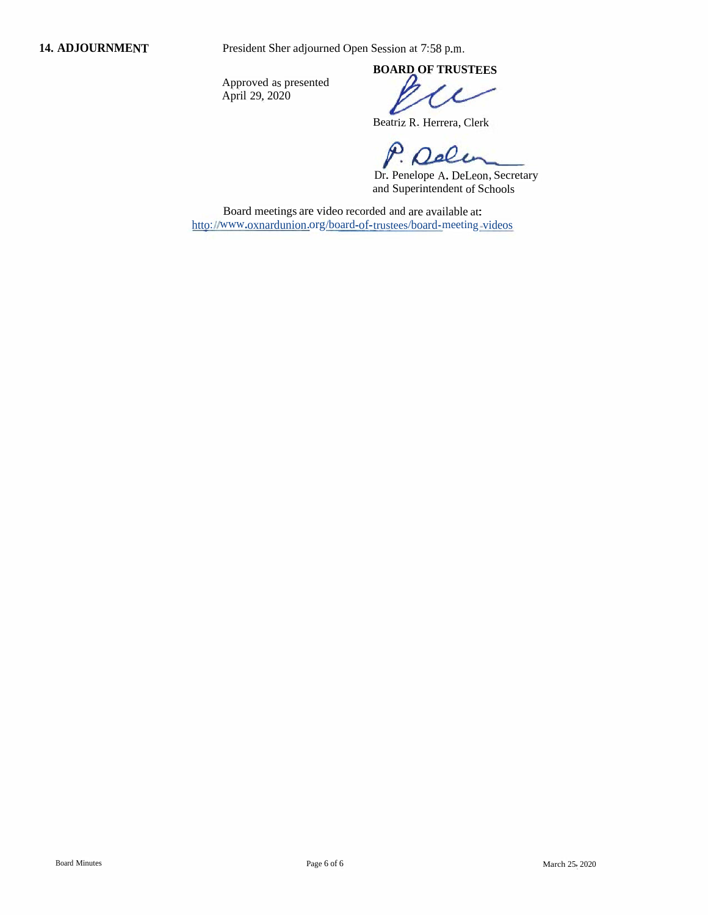**14. ADJOURNMENT**

President Sher adjourned Open Session at 7:58 p.m.

Approved as presented
April 29, 2020

**BOARD OF TRUSTEES**

Beatriz R. Herrera, Clerk

Dr. Penelope A. DeLeon, Secretary
and Superintendent of Schools

Board meetings are video recorded and are available at:
http://www.oxnardunion.org/board-of-trustees/board-meeting-videos